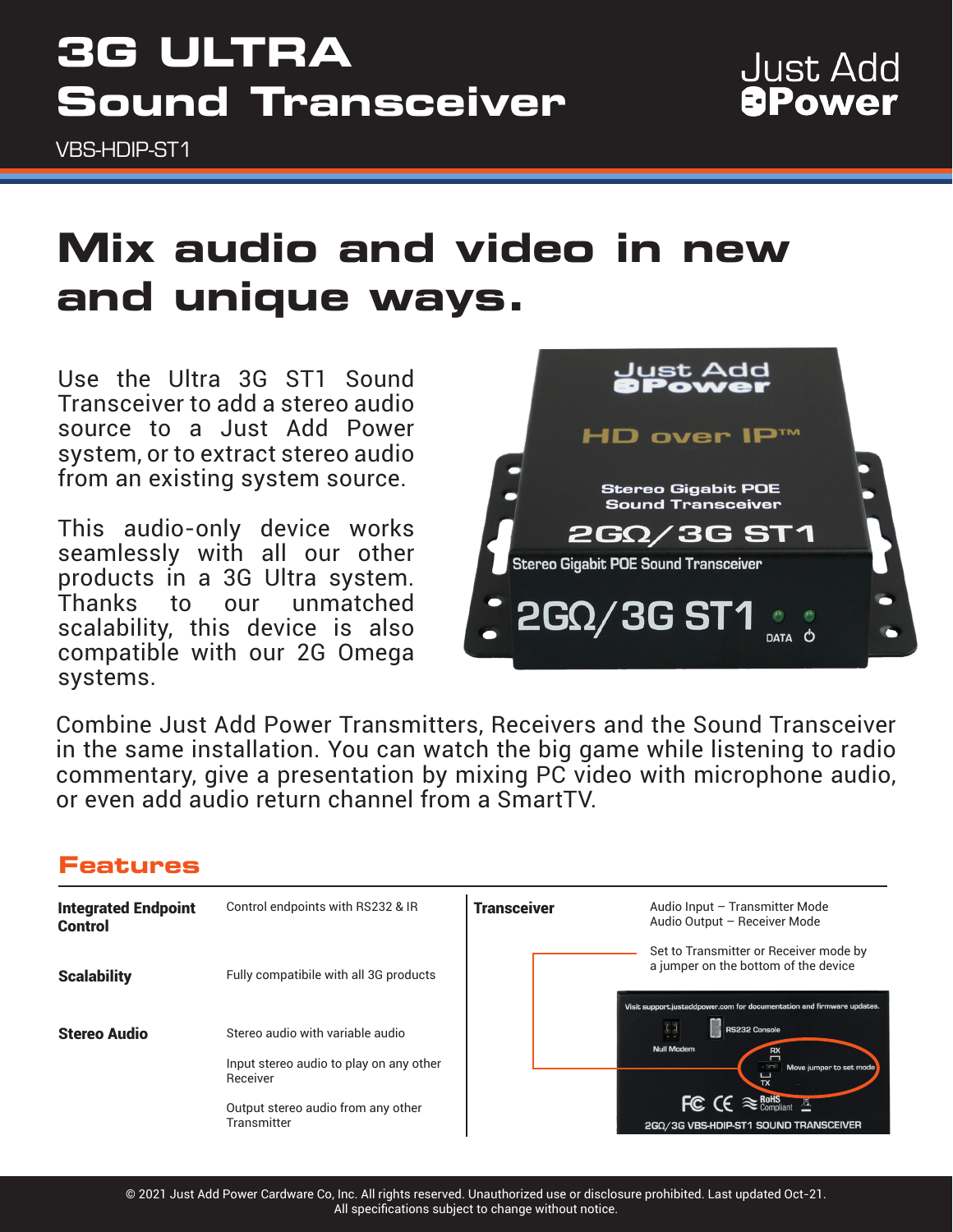# 3G ULTRA Sound Transceiver

Just Add Power

VBS-HDIP-ST1

## Mix audio and video in new and unique ways.

Use the Ultra 3G ST1 Sound Transceiver to add a stereo audio source to a Just Add Power system, or to extract stereo audio from an existing system source.

This audio-only device works seamlessly with all our other products in a 3G Ultra system. Thanks to our unmatched scalability, this device is also compatible with our 2G Omega systems.

Combine Just Add Power Transmitters, Receivers and the Sound Transceiver in the same installation. You can watch the big game while listening to radio commentary, give a presentation by mixing PC video with microphone audio, or even add audio return channel from a SmartTV.

## Features

| | |
|---|---|
| **Integrated Endpoint Control** | Control endpoints with RS232 & IR |
| **Scalability** | Fully compatibile with all 3G products |
| **Stereo Audio** | Stereo audio with variable audio<br>Input stereo audio to play on any other Receiver<br>Output stereo audio from any other Transmitter |
| **Transceiver** | Audio Input – Transmitter Mode<br>Audio Output – Receiver Mode<br>Set to Transmitter or Receiver mode by a jumper on the bottom of the device |

© 2021 Just Add Power Cardware Co, Inc. All rights reserved. Unauthorized use or disclosure prohibited. Last updated Oct-21.
All specifications subject to change without notice.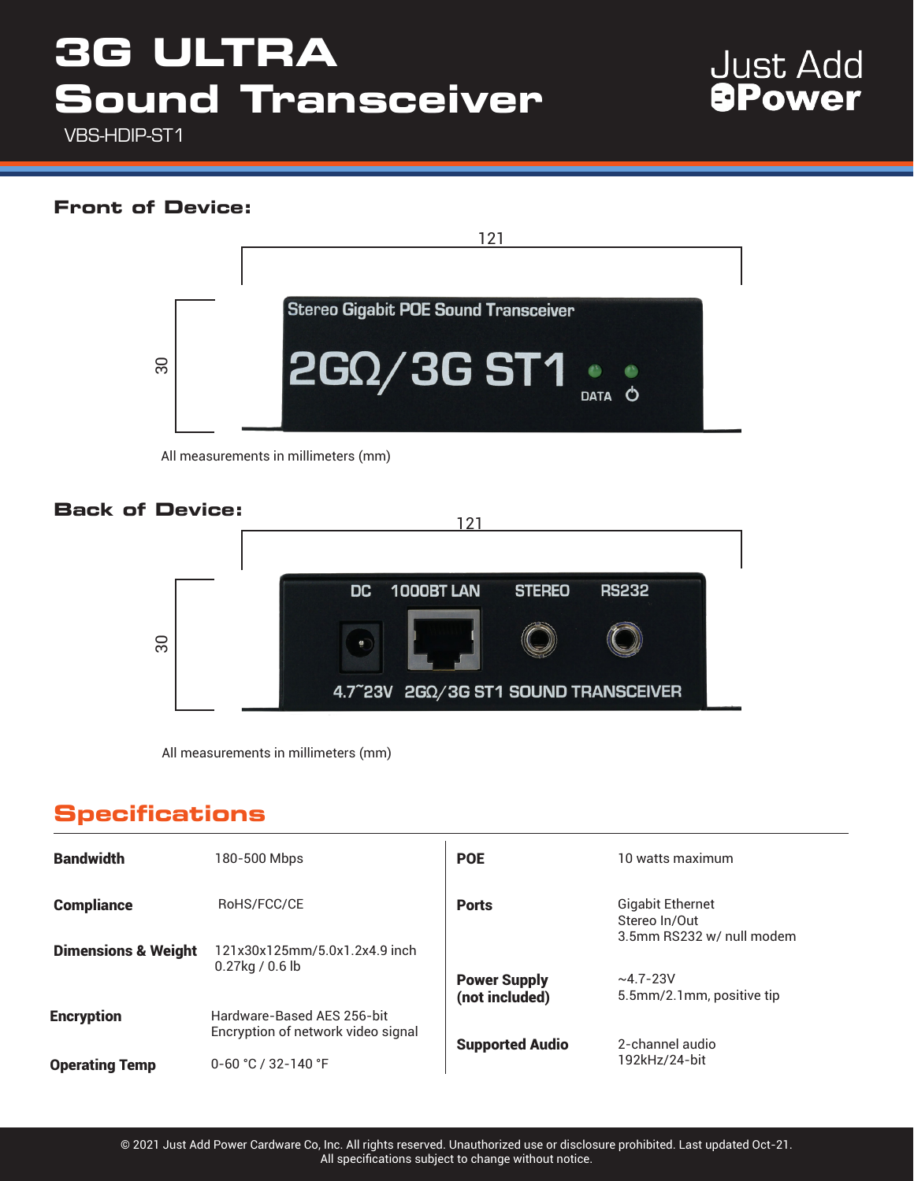# 3G ULTRA Sound Transceiver

VBS-HDIP-ST1

Just Add Power

### Front of Device:

121

30

Stereo Gigabit POE Sound Transceiver

2GΩ/3G ST1

DATA

All measurements in millimeters (mm)

### Back of Device:

121

30

DC 1000BT LAN STEREO RS232

4.7~23V 2GΩ/3G ST1 SOUND TRANSCEIVER

All measurements in millimeters (mm)

## Specifications

| | |
|---|---|
| **Bandwidth** | 180-500 Mbps |
| **Compliance** | RoHS/FCC/CE |
| **Dimensions & Weight** | 121x30x125mm/5.0x1.2x4.9 inch<br>0.27kg / 0.6 lb |
| **Encryption** | Hardware-Based AES 256-bit<br>Encryption of network video signal |
| **Operating Temp** | 0-60 °C / 32-140 °F |
| **POE** | 10 watts maximum |
| **Ports** | Gigabit Ethernet<br>Stereo In/Out<br>3.5mm RS232 w/ null modem |
| **Power Supply (not included)** | ~4.7-23V<br>5.5mm/2.1mm, positive tip |
| **Supported Audio** | 2-channel audio<br>192kHz/24-bit |

© 2021 Just Add Power Cardware Co, Inc. All rights reserved. Unauthorized use or disclosure prohibited. Last updated Oct-21.
All specifications subject to change without notice.